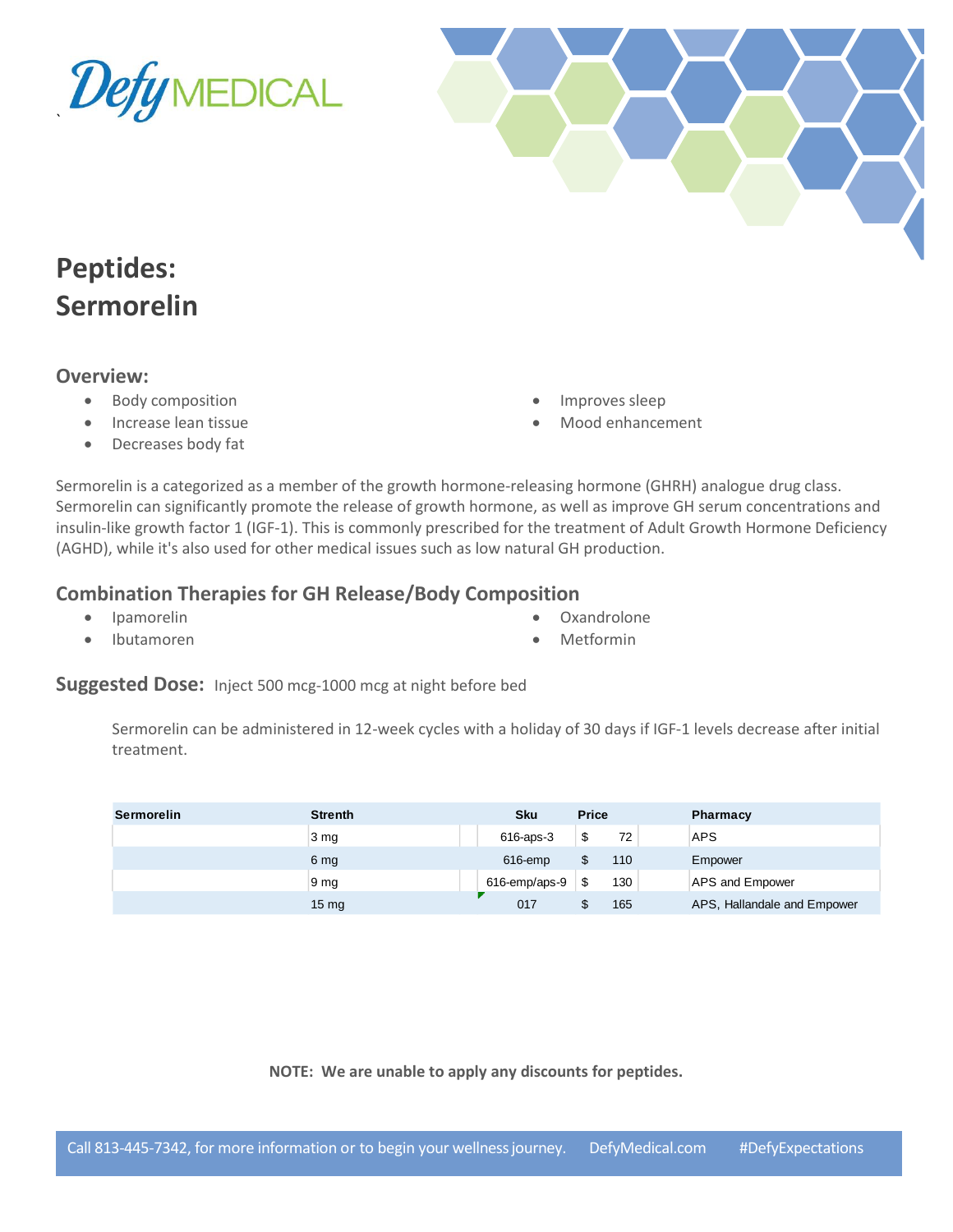# Peptides: Sermorelin

## Overview:

- Body composition
- Increase lean tissue
- Decreases body fat
- Improves sleep
- Mood enhancement

Sermorelin is a categorized as a member of the growth hormone-releasing hormone (GHRH) analogue drug class. Sermorelin can significantly promote the release of growth hormone, as well as improve GH serum concentrations and insulin-like growth factor 1 (IGF-1). This is commonly prescribed for the treatment of Adult Growth Hormone Deficiency (AGHD), while it's also used for other medical issues such as low natural GH production.

## Combination Therapies for GH Release/Body Composition

- Ipamorelin
- Ibutamoren
- Oxandrolone
- Metformin

**Suggested Dose:** Inject 500 mcg-1000 mcg at night before bed

Sermorelin can be administered in 12-week cycles with a holiday of 30 days if IGF-1 levels decrease after initial treatment.

| Sermorelin | Strenth | Sku | Price | Pharmacy |
|---|---|---|---|---|
| | 3 mg | 616-aps-3 | $ 72 | APS |
| | 6 mg | 616-emp | $ 110 | Empower |
| | 9 mg | 616-emp/aps-9 | $ 130 | APS and Empower |
| | 15 mg | 017 | $ 165 | APS, Hallandale and Empower |

**NOTE: We are unable to apply any discounts for peptides.**

Call 813-445-7342, for more information or to begin your wellness journey. DefyMedical.com #DefyExpectations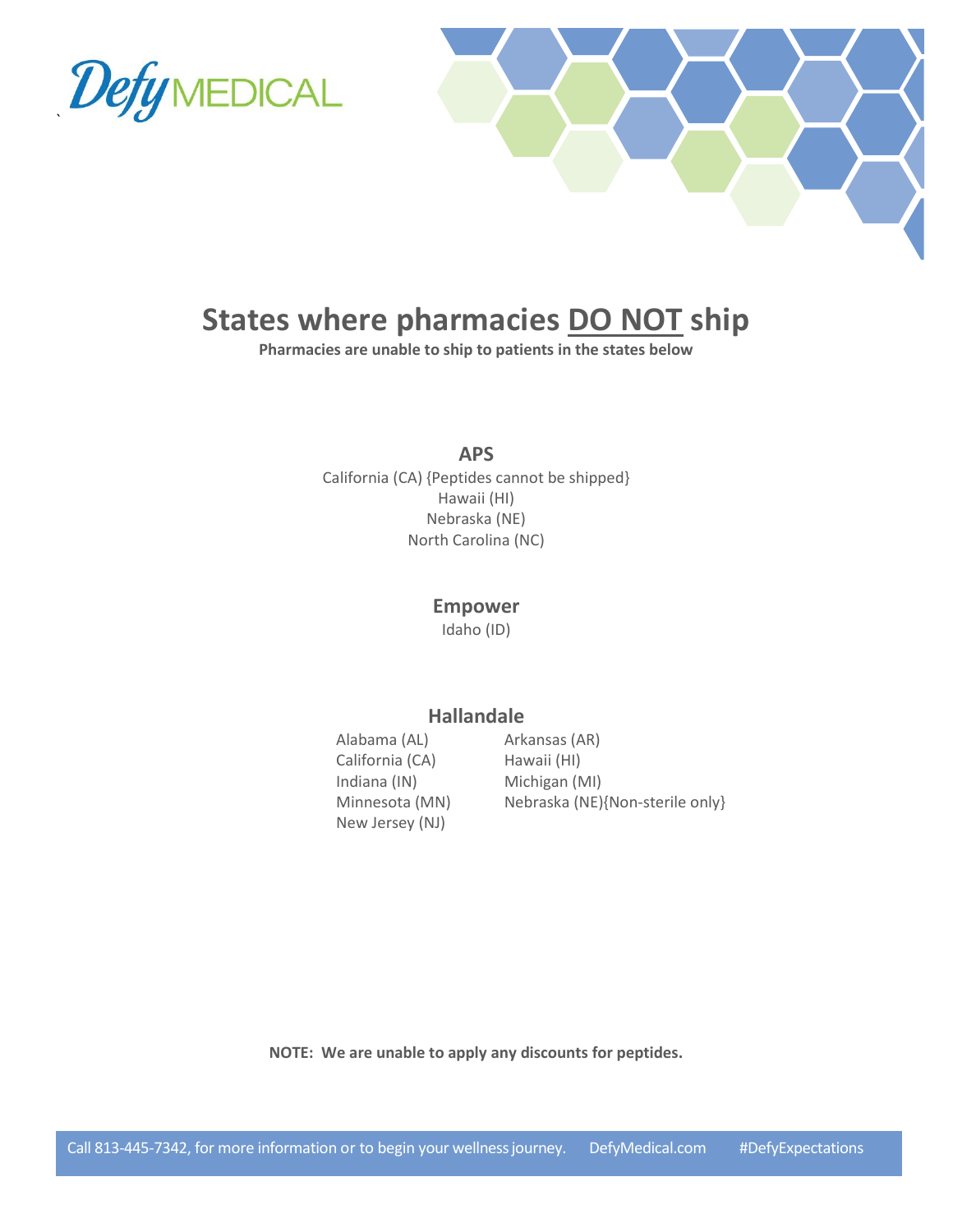Defy MEDICAL

# States where pharmacies DO NOT ship

**Pharmacies are unable to ship to patients in the states below**

## APS

California (CA) {Peptides cannot be shipped}
Hawaii (HI)
Nebraska (NE)
North Carolina (NC)

## Empower

Idaho (ID)

## Hallandale

Alabama (AL)
Arkansas (AR)
California (CA)
Hawaii (HI)
Indiana (IN)
Michigan (MI)
Minnesota (MN)
Nebraska (NE){Non-sterile only}
New Jersey (NJ)

**NOTE: We are unable to apply any discounts for peptides.**

Call 813-445-7342, for more information or to begin your wellness journey. DefyMedical.com #DefyExpectations